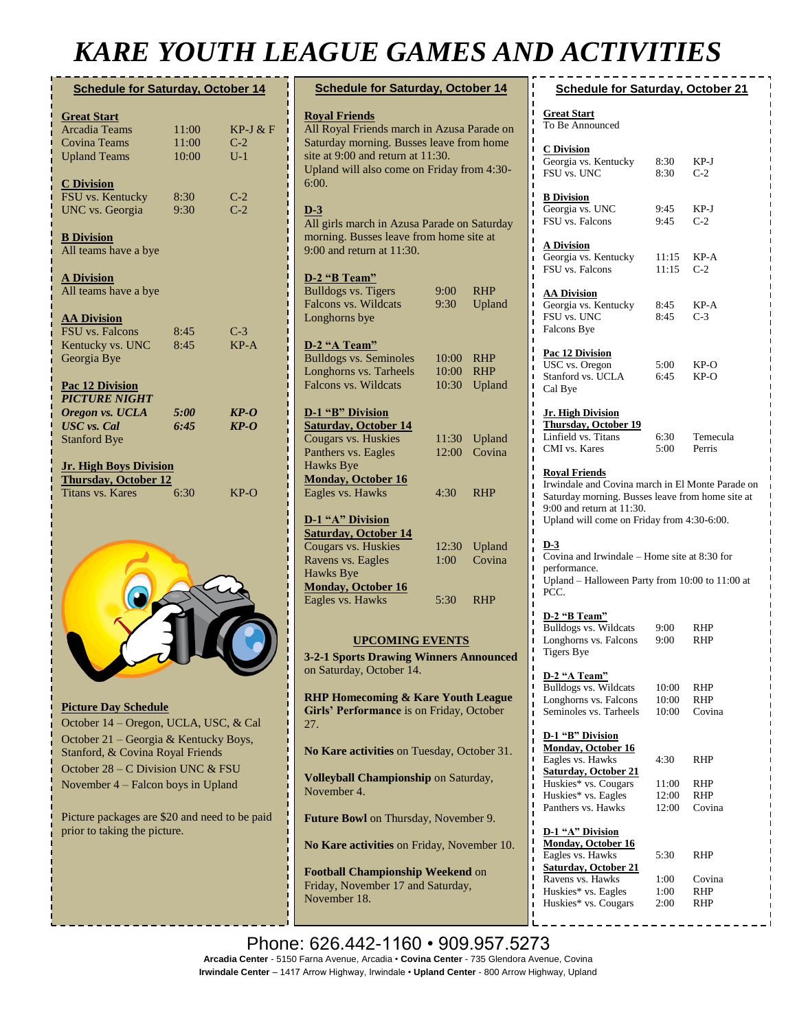# KARE YOUTH LEAGUE GAMES AND ACTIVITIES

## Schedule for Saturday, October 14

**Great Start**

| | | |
|---|---|---|
| Arcadia Teams | 11:00 | KP-J & F |
| Covina Teams | 11:00 | C-2 |
| Upland Teams | 10:00 | U-1 |

**C Division**

| | | |
|---|---|---|
| FSU vs. Kentucky | 8:30 | C-2 |
| UNC vs. Georgia | 9:30 | C-2 |

**B Division**

All teams have a bye

**A Division**

All teams have a bye

**AA Division**

| | | |
|---|---|---|
| FSU vs. Falcons | 8:45 | C-3 |
| Kentucky vs. UNC | 8:45 | KP-A |
| Georgia Bye | | |

**Pac 12 Division**

***PICTURE NIGHT***

| | | |
|---|---|---|
| ***Oregon vs. UCLA*** | ***5:00*** | ***KP-O*** |
| ***USC vs. Cal*** | ***6:45*** | ***KP-O*** |
| Stanford Bye | | |

**Jr. High Boys Division**

**Thursday, October 12**

| | | |
|---|---|---|
| Titans vs. Kares | 6:30 | KP-O |

**Picture Day Schedule**

October 14 – Oregon, UCLA, USC, & Cal

October 21 – Georgia & Kentucky Boys, Stanford, & Covina Royal Friends

October 28 – C Division UNC & FSU

November 4 – Falcon boys in Upland

Picture packages are $20 and need to be paid prior to taking the picture.

## Schedule for Saturday, October 14

**Royal Friends**

All Royal Friends march in Azusa Parade on Saturday morning. Busses leave from home site at 9:00 and return at 11:30. Upland will also come on Friday from 4:30-6:00.

**D-3**

All girls march in Azusa Parade on Saturday morning. Busses leave from home site at 9:00 and return at 11:30.

**D-2 "B Team"**

| | | |
|---|---|---|
| Bulldogs vs. Tigers | 9:00 | RHP |
| Falcons vs. Wildcats | 9:30 | Upland |
| Longhorns bye | | |

**D-2 "A Team"**

| | | |
|---|---|---|
| Bulldogs vs. Seminoles | 10:00 | RHP |
| Longhorns vs. Tarheels | 10:00 | RHP |
| Falcons vs. Wildcats | 10:30 | Upland |

**D-1 "B" Division**

**Saturday, October 14**

| | | |
|---|---|---|
| Cougars vs. Huskies | 11:30 | Upland |
| Panthers vs. Eagles | 12:00 | Covina |
| Hawks Bye | | |

**Monday, October 16**

| | | |
|---|---|---|
| Eagles vs. Hawks | 4:30 | RHP |

**D-1 "A" Division**

**Saturday, October 14**

| | | |
|---|---|---|
| Cougars vs. Huskies | 12:30 | Upland |
| Ravens vs. Eagles | 1:00 | Covina |
| Hawks Bye | | |

**Monday, October 16**

| | | |
|---|---|---|
| Eagles vs. Hawks | 5:30 | RHP |

**UPCOMING EVENTS**

**3-2-1 Sports Drawing Winners Announced** on Saturday, October 14.

**RHP Homecoming & Kare Youth League Girls' Performance** is on Friday, October 27.

**No Kare activities** on Tuesday, October 31.

**Volleyball Championship** on Saturday, November 4.

**Future Bowl** on Thursday, November 9.

**No Kare activities** on Friday, November 10.

**Football Championship Weekend** on Friday, November 17 and Saturday, November 18.

## Schedule for Saturday, October 21

**Great Start**

To Be Announced

**C Division**

| | | |
|---|---|---|
| Georgia vs. Kentucky | 8:30 | KP-J |
| FSU vs. UNC | 8:30 | C-2 |

**B Division**

| | | |
|---|---|---|
| Georgia vs. UNC | 9:45 | KP-J |
| FSU vs. Falcons | 9:45 | C-2 |

**A Division**

| | | |
|---|---|---|
| Georgia vs. Kentucky | 11:15 | KP-A |
| FSU vs. Falcons | 11:15 | C-2 |

**AA Division**

| | | |
|---|---|---|
| Georgia vs. Kentucky | 8:45 | KP-A |
| FSU vs. UNC | 8:45 | C-3 |
| Falcons Bye | | |

**Pac 12 Division**

| | | |
|---|---|---|
| USC vs. Oregon | 5:00 | KP-O |
| Stanford vs. UCLA | 6:45 | KP-O |
| Cal Bye | | |

**Jr. High Division**

**Thursday, October 19**

| | | |
|---|---|---|
| Linfield vs. Titans | 6:30 | Temecula |
| CMI vs. Kares | 5:00 | Perris |

**Royal Friends**

Irwindale and Covina march in El Monte Parade on Saturday morning. Busses leave from home site at 9:00 and return at 11:30. Upland will come on Friday from 4:30-6:00.

**D-3**

Covina and Irwindale – Home site at 8:30 for performance.

Upland – Halloween Party from 10:00 to 11:00 at PCC.

**D-2 "B Team"**

| | | |
|---|---|---|
| Bulldogs vs. Wildcats | 9:00 | RHP |
| Longhorns vs. Falcons | 9:00 | RHP |
| Tigers Bye | | |

**D-2 "A Team"**

| | | |
|---|---|---|
| Bulldogs vs. Wildcats | 10:00 | RHP |
| Longhorns vs. Falcons | 10:00 | RHP |
| Seminoles vs. Tarheels | 10:00 | Covina |

**D-1 "B" Division**

**Monday, October 16**

| | | |
|---|---|---|
| Eagles vs. Hawks | 4:30 | RHP |

**Saturday, October 21**

| | | |
|---|---|---|
| Huskies* vs. Cougars | 11:00 | RHP |
| Huskies* vs. Eagles | 12:00 | RHP |
| Panthers vs. Hawks | 12:00 | Covina |

**D-1 "A" Division**

**Monday, October 16**

| | | |
|---|---|---|
| Eagles vs. Hawks | 5:30 | RHP |

**Saturday, October 21**

| | | |
|---|---|---|
| Ravens vs. Hawks | 1:00 | Covina |
| Huskies* vs. Eagles | 1:00 | RHP |
| Huskies* vs. Cougars | 2:00 | RHP |

Phone: 626.442-1160 • 909.957.5273

**Arcadia Center** - 5150 Farna Avenue, Arcadia • **Covina Center** - 735 Glendora Avenue, Covina
**Irwindale Center** – 1417 Arrow Highway, Irwindale • **Upland Center** - 800 Arrow Highway, Upland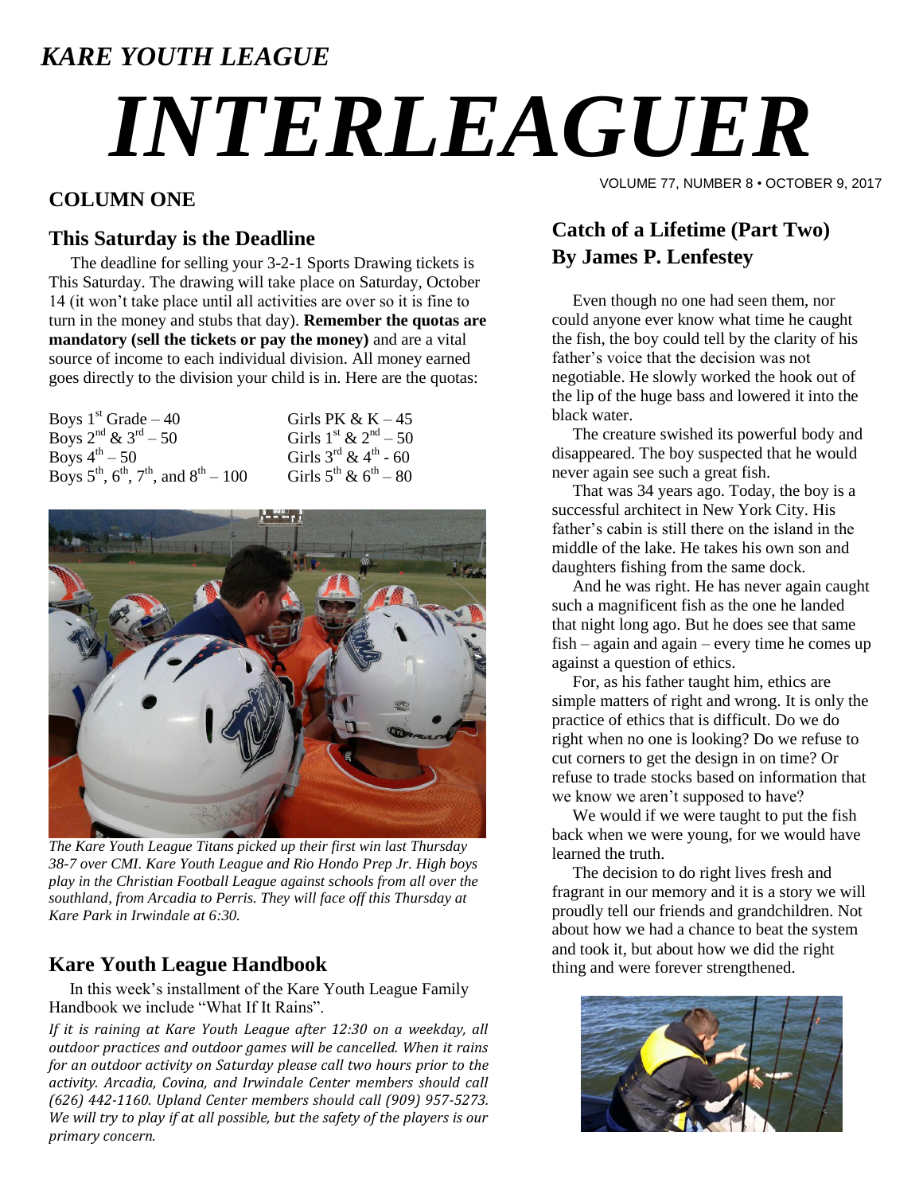# *KARE YOUTH LEAGUE*

# *INTERLEAGUER*

VOLUME 77, NUMBER 8 • OCTOBER 9, 2017

## COLUMN ONE

### This Saturday is the Deadline

The deadline for selling your 3-2-1 Sports Drawing tickets is This Saturday. The drawing will take place on Saturday, October 14 (it won't take place until all activities are over so it is fine to turn in the money and stubs that day). **Remember the quotas are mandatory (sell the tickets or pay the money)** and are a vital source of income to each individual division. All money earned goes directly to the division your child is in. Here are the quotas:

| | |
|---|---|
| Boys 1st Grade – 40 | Girls PK & K – 45 |
| Boys 2nd & 3rd – 50 | Girls 1st & 2nd – 50 |
| Boys 4th – 50 | Girls 3rd & 4th - 60 |
| Boys 5th, 6th, 7th, and 8th – 100 | Girls 5th & 6th – 80 |

*The Kare Youth League Titans picked up their first win last Thursday 38-7 over CMI. Kare Youth League and Rio Hondo Prep Jr. High boys play in the Christian Football League against schools from all over the southland, from Arcadia to Perris. They will face off this Thursday at Kare Park in Irwindale at 6:30.*

### Kare Youth League Handbook

In this week's installment of the Kare Youth League Family Handbook we include "What If It Rains".

*If it is raining at Kare Youth League after 12:30 on a weekday, all outdoor practices and outdoor games will be cancelled. When it rains for an outdoor activity on Saturday please call two hours prior to the activity. Arcadia, Covina, and Irwindale Center members should call (626) 442-1160. Upland Center members should call (909) 957-5273. We will try to play if at all possible, but the safety of the players is our primary concern.*

### Catch of a Lifetime (Part Two)
### By James P. Lenfestey

Even though no one had seen them, nor could anyone ever know what time he caught the fish, the boy could tell by the clarity of his father's voice that the decision was not negotiable. He slowly worked the hook out of the lip of the huge bass and lowered it into the black water.

The creature swished its powerful body and disappeared. The boy suspected that he would never again see such a great fish.

That was 34 years ago. Today, the boy is a successful architect in New York City. His father's cabin is still there on the island in the middle of the lake. He takes his own son and daughters fishing from the same dock.

And he was right. He has never again caught such a magnificent fish as the one he landed that night long ago. But he does see that same fish – again and again – every time he comes up against a question of ethics.

For, as his father taught him, ethics are simple matters of right and wrong. It is only the practice of ethics that is difficult. Do we do right when no one is looking? Do we refuse to cut corners to get the design in on time? Or refuse to trade stocks based on information that we know we aren't supposed to have?

We would if we were taught to put the fish back when we were young, for we would have learned the truth.

The decision to do right lives fresh and fragrant in our memory and it is a story we will proudly tell our friends and grandchildren. Not about how we had a chance to beat the system and took it, but about how we did the right thing and were forever strengthened.